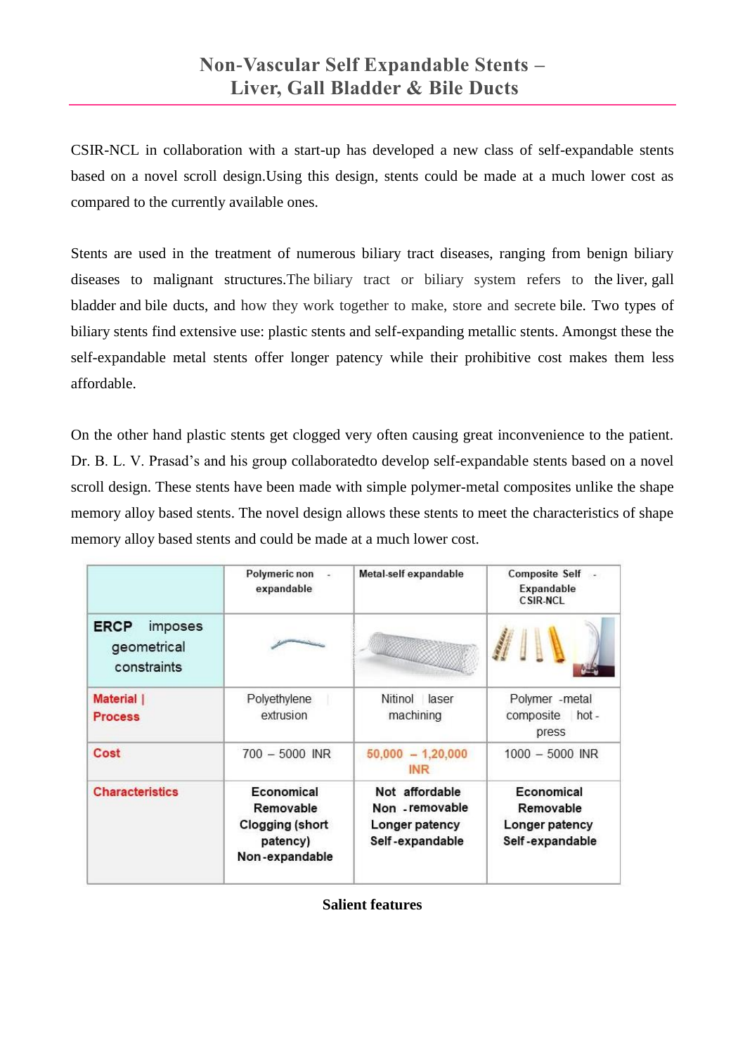# Non-Vascular Self Expandable Stents – Liver, Gall Bladder & Bile Ducts

CSIR-NCL in collaboration with a start-up has developed a new class of self-expandable stents based on a novel scroll design.Using this design, stents could be made at a much lower cost as compared to the currently available ones.

Stents are used in the treatment of numerous biliary tract diseases, ranging from benign biliary diseases to malignant structures.The biliary tract or biliary system refers to the liver, gall bladder and bile ducts, and how they work together to make, store and secrete bile. Two types of biliary stents find extensive use: plastic stents and self-expanding metallic stents. Amongst these the self-expandable metal stents offer longer patency while their prohibitive cost makes them less affordable.

On the other hand plastic stents get clogged very often causing great inconvenience to the patient. Dr. B. L. V. Prasad's and his group collaboratedto develop self-expandable stents based on a novel scroll design. These stents have been made with simple polymer-metal composites unlike the shape memory alloy based stents. The novel design allows these stents to meet the characteristics of shape memory alloy based stents and could be made at a much lower cost.

| | Polymeric non - expandable | Metal-self expandable | Composite Self - Expandable CSIR-NCL |
|---|---|---|---|
| **ERCP** imposes geometrical constraints | | | |
| **Material \| Process** | Polyethylene \| extrusion | Nitinol \| laser machining | Polymer -metal composite \| hot - press |
| **Cost** | 700 – 5000 INR | 50,000 – 1,20,000 INR | 1000 – 5000 INR |
| **Characteristics** | Economical<br>Removable<br>Clogging (short patency)<br>Non-expandable | Not affordable<br>Non -removable<br>Longer patency<br>Self-expandable | Economical<br>Removable<br>Longer patency<br>Self-expandable |

**Salient features**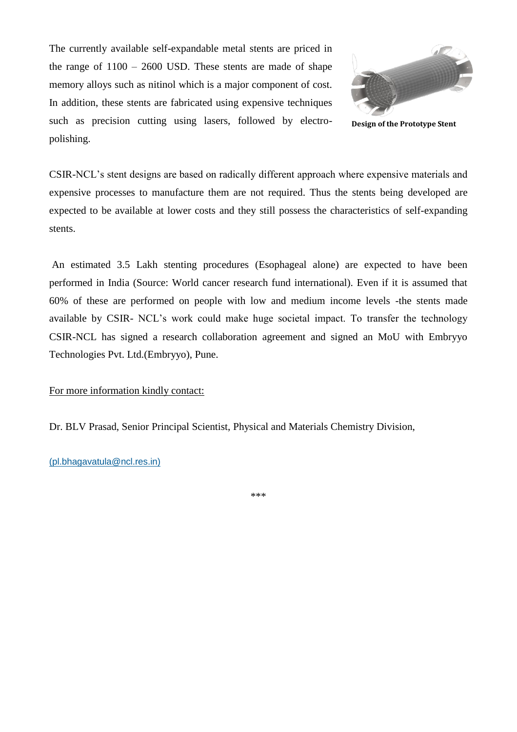The currently available self-expandable metal stents are priced in the range of 1100 – 2600 USD. These stents are made of shape memory alloys such as nitinol which is a major component of cost. In addition, these stents are fabricated using expensive techniques such as precision cutting using lasers, followed by electro-polishing.

**Design of the Prototype Stent**

CSIR-NCL's stent designs are based on radically different approach where expensive materials and expensive processes to manufacture them are not required. Thus the stents being developed are expected to be available at lower costs and they still possess the characteristics of self-expanding stents.

An estimated 3.5 Lakh stenting procedures (Esophageal alone) are expected to have been performed in India (Source: World cancer research fund international). Even if it is assumed that 60% of these are performed on people with low and medium income levels -the stents made available by CSIR- NCL's work could make huge societal impact. To transfer the technology CSIR-NCL has signed a research collaboration agreement and signed an MoU with Embryyo Technologies Pvt. Ltd.(Embryyo), Pune.

For more information kindly contact:

Dr. BLV Prasad, Senior Principal Scientist, Physical and Materials Chemistry Division,

(pl.bhagavatula@ncl.res.in)

***